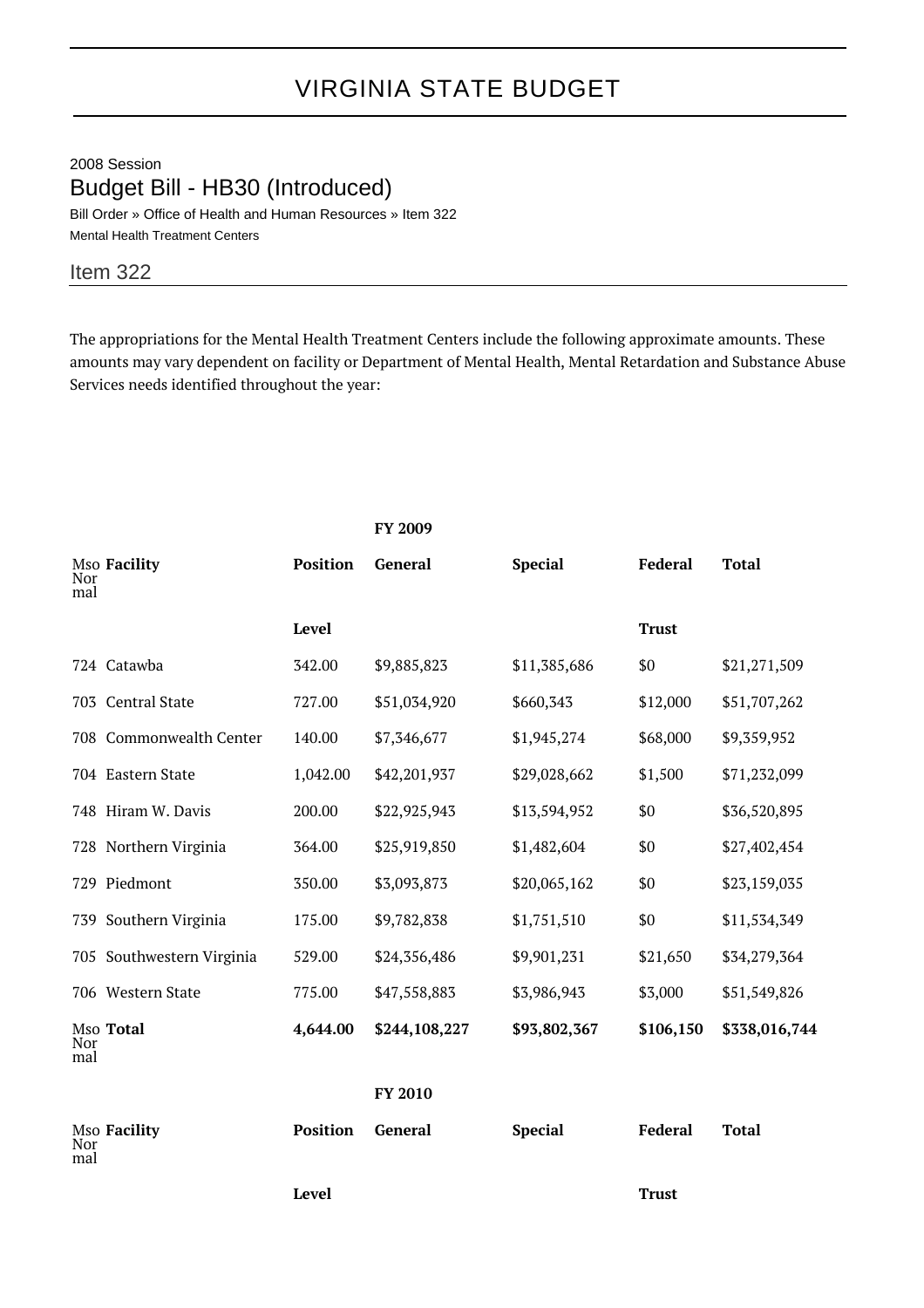# VIRGINIA STATE BUDGET

2008 Session

## Budget Bill - HB30 (Introduced)

Bill Order » Office of Health and Human Resources » Item 322

Mental Health Treatment Centers

### Item 322

The appropriations for the Mental Health Treatment Centers include the following approximate amounts. These amounts may vary dependent on facility or Department of Mental Health, Mental Retardation and Substance Abuse Services needs identified throughout the year:

| | | | FY 2009 | | | |
|---|---|---|---|---|---|---|
| Mso Normal | **Facility** | **Position** | **General** | **Special** | **Federal** | **Total** |
| | | **Level** | | | **Trust** | |
| 724 | Catawba | 342.00 | $9,885,823 | $11,385,686 | $0 | $21,271,509 |
| 703 | Central State | 727.00 | $51,034,920 | $660,343 | $12,000 | $51,707,262 |
| 708 | Commonwealth Center | 140.00 | $7,346,677 | $1,945,274 | $68,000 | $9,359,952 |
| 704 | Eastern State | 1,042.00 | $42,201,937 | $29,028,662 | $1,500 | $71,232,099 |
| 748 | Hiram W. Davis | 200.00 | $22,925,943 | $13,594,952 | $0 | $36,520,895 |
| 728 | Northern Virginia | 364.00 | $25,919,850 | $1,482,604 | $0 | $27,402,454 |
| 729 | Piedmont | 350.00 | $3,093,873 | $20,065,162 | $0 | $23,159,035 |
| 739 | Southern Virginia | 175.00 | $9,782,838 | $1,751,510 | $0 | $11,534,349 |
| 705 | Southwestern Virginia | 529.00 | $24,356,486 | $9,901,231 | $21,650 | $34,279,364 |
| 706 | Western State | 775.00 | $47,558,883 | $3,986,943 | $3,000 | $51,549,826 |
| Mso Normal | **Total** | **4,644.00** | **$244,108,227** | **$93,802,367** | **$106,150** | **$338,016,744** |

| | | | FY 2010 | | | |
|---|---|---|---|---|---|---|
| Mso Normal | **Facility** | **Position** | **General** | **Special** | **Federal** | **Total** |
| | | **Level** | | | **Trust** | |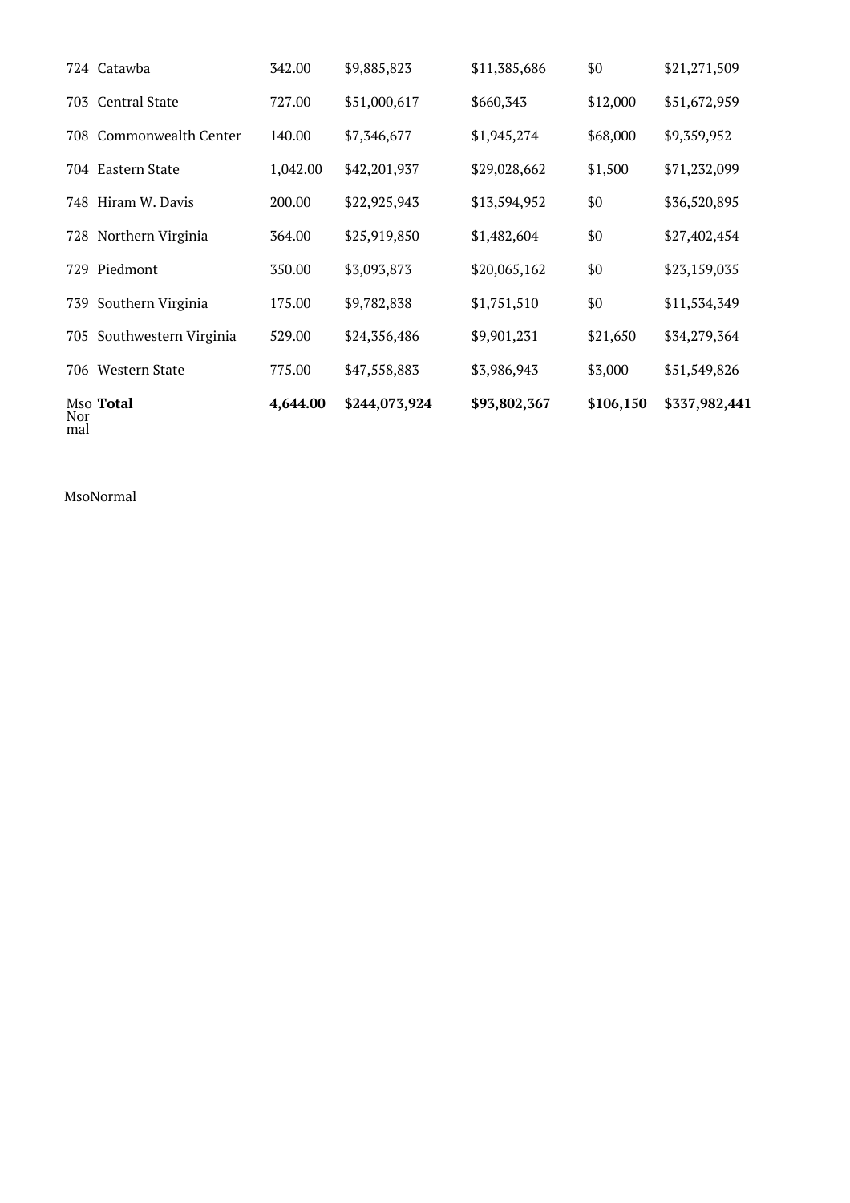| | | | | | | |
|---|---|---|---|---|---|---|
| 724 | Catawba | 342.00 | $9,885,823 | $11,385,686 | $0 | $21,271,509 |
| 703 | Central State | 727.00 | $51,000,617 | $660,343 | $12,000 | $51,672,959 |
| 708 | Commonwealth Center | 140.00 | $7,346,677 | $1,945,274 | $68,000 | $9,359,952 |
| 704 | Eastern State | 1,042.00 | $42,201,937 | $29,028,662 | $1,500 | $71,232,099 |
| 748 | Hiram W. Davis | 200.00 | $22,925,943 | $13,594,952 | $0 | $36,520,895 |
| 728 | Northern Virginia | 364.00 | $25,919,850 | $1,482,604 | $0 | $27,402,454 |
| 729 | Piedmont | 350.00 | $3,093,873 | $20,065,162 | $0 | $23,159,035 |
| 739 | Southern Virginia | 175.00 | $9,782,838 | $1,751,510 | $0 | $11,534,349 |
| 705 | Southwestern Virginia | 529.00 | $24,356,486 | $9,901,231 | $21,650 | $34,279,364 |
| 706 | Western State | 775.00 | $47,558,883 | $3,986,943 | $3,000 | $51,549,826 |
| MsoNormal | **Total** | **4,644.00** | **$244,073,924** | **$93,802,367** | **$106,150** | **$337,982,441** |

MsoNormal